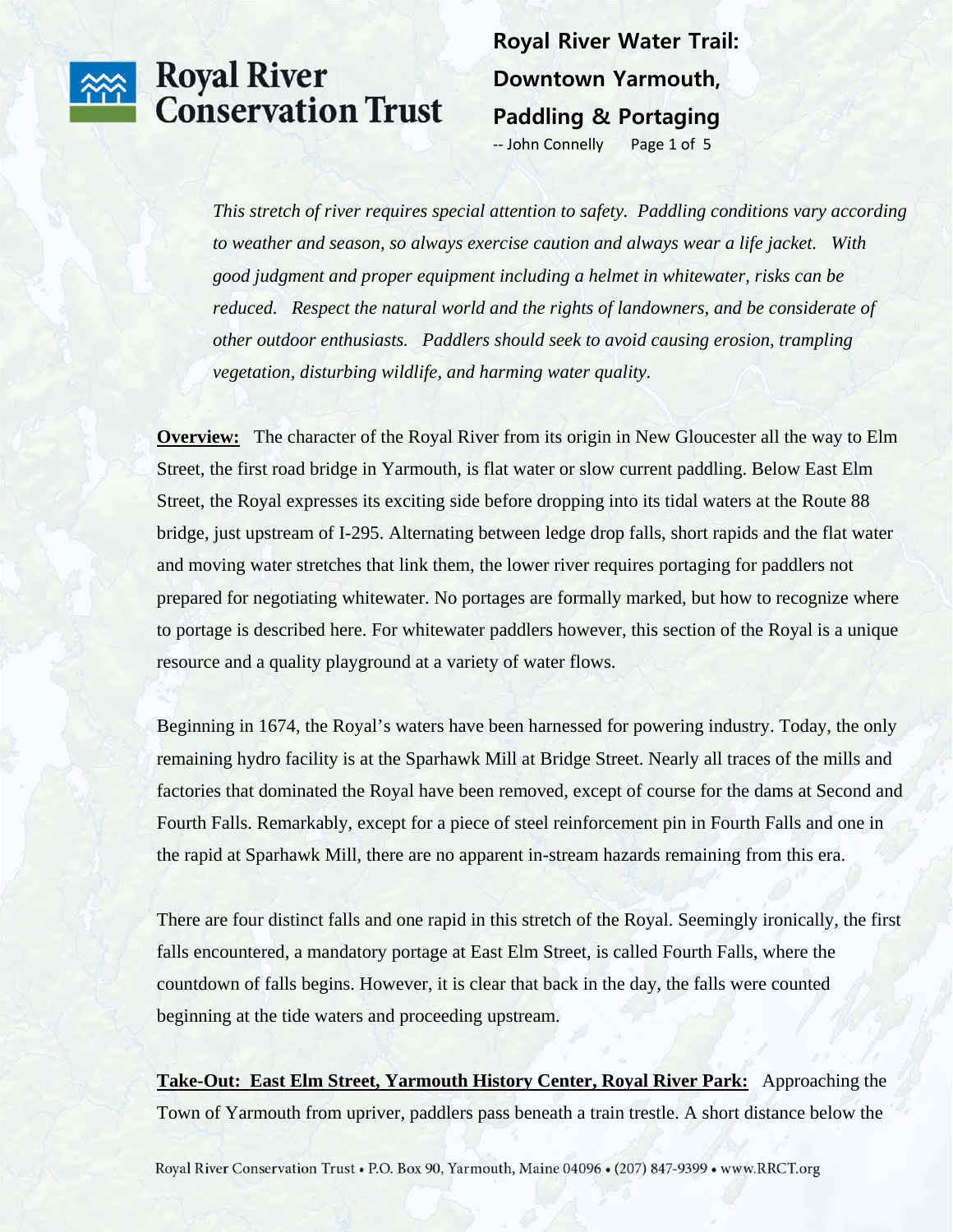# Royal River Water Trail: Downtown Yarmouth, Paddling & Portaging

-- John Connelly

*This stretch of river requires special attention to safety. Paddling conditions vary according to weather and season, so always exercise caution and always wear a life jacket. With good judgment and proper equipment including a helmet in whitewater, risks can be reduced. Respect the natural world and the rights of landowners, and be considerate of other outdoor enthusiasts. Paddlers should seek to avoid causing erosion, trampling vegetation, disturbing wildlife, and harming water quality.*

**Overview:** The character of the Royal River from its origin in New Gloucester all the way to Elm Street, the first road bridge in Yarmouth, is flat water or slow current paddling. Below East Elm Street, the Royal expresses its exciting side before dropping into its tidal waters at the Route 88 bridge, just upstream of I-295. Alternating between ledge drop falls, short rapids and the flat water and moving water stretches that link them, the lower river requires portaging for paddlers not prepared for negotiating whitewater. No portages are formally marked, but how to recognize where to portage is described here. For whitewater paddlers however, this section of the Royal is a unique resource and a quality playground at a variety of water flows.

Beginning in 1674, the Royal's waters have been harnessed for powering industry. Today, the only remaining hydro facility is at the Sparhawk Mill at Bridge Street. Nearly all traces of the mills and factories that dominated the Royal have been removed, except of course for the dams at Second and Fourth Falls. Remarkably, except for a piece of steel reinforcement pin in Fourth Falls and one in the rapid at Sparhawk Mill, there are no apparent in-stream hazards remaining from this era.

There are four distinct falls and one rapid in this stretch of the Royal. Seemingly ironically, the first falls encountered, a mandatory portage at East Elm Street, is called Fourth Falls, where the countdown of falls begins. However, it is clear that back in the day, the falls were counted beginning at the tide waters and proceeding upstream.

**Take-Out: East Elm Street, Yarmouth History Center, Royal River Park:** Approaching the Town of Yarmouth from upriver, paddlers pass beneath a train trestle. A short distance below the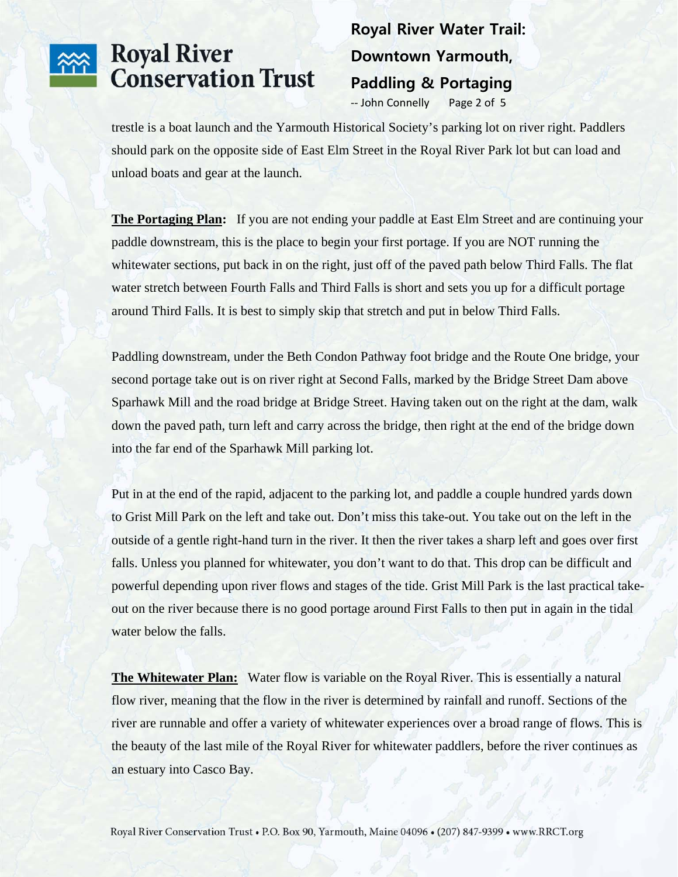trestle is a boat launch and the Yarmouth Historical Society's parking lot on river right. Paddlers should park on the opposite side of East Elm Street in the Royal River Park lot but can load and unload boats and gear at the launch.

**The Portaging Plan:** If you are not ending your paddle at East Elm Street and are continuing your paddle downstream, this is the place to begin your first portage. If you are NOT running the whitewater sections, put back in on the right, just off of the paved path below Third Falls. The flat water stretch between Fourth Falls and Third Falls is short and sets you up for a difficult portage around Third Falls. It is best to simply skip that stretch and put in below Third Falls.

Paddling downstream, under the Beth Condon Pathway foot bridge and the Route One bridge, your second portage take out is on river right at Second Falls, marked by the Bridge Street Dam above Sparhawk Mill and the road bridge at Bridge Street. Having taken out on the right at the dam, walk down the paved path, turn left and carry across the bridge, then right at the end of the bridge down into the far end of the Sparhawk Mill parking lot.

Put in at the end of the rapid, adjacent to the parking lot, and paddle a couple hundred yards down to Grist Mill Park on the left and take out. Don't miss this take-out. You take out on the left in the outside of a gentle right-hand turn in the river. It then the river takes a sharp left and goes over first falls. Unless you planned for whitewater, you don't want to do that. This drop can be difficult and powerful depending upon river flows and stages of the tide. Grist Mill Park is the last practical take-out on the river because there is no good portage around First Falls to then put in again in the tidal water below the falls.

**The Whitewater Plan:** Water flow is variable on the Royal River. This is essentially a natural flow river, meaning that the flow in the river is determined by rainfall and runoff. Sections of the river are runnable and offer a variety of whitewater experiences over a broad range of flows. This is the beauty of the last mile of the Royal River for whitewater paddlers, before the river continues as an estuary into Casco Bay.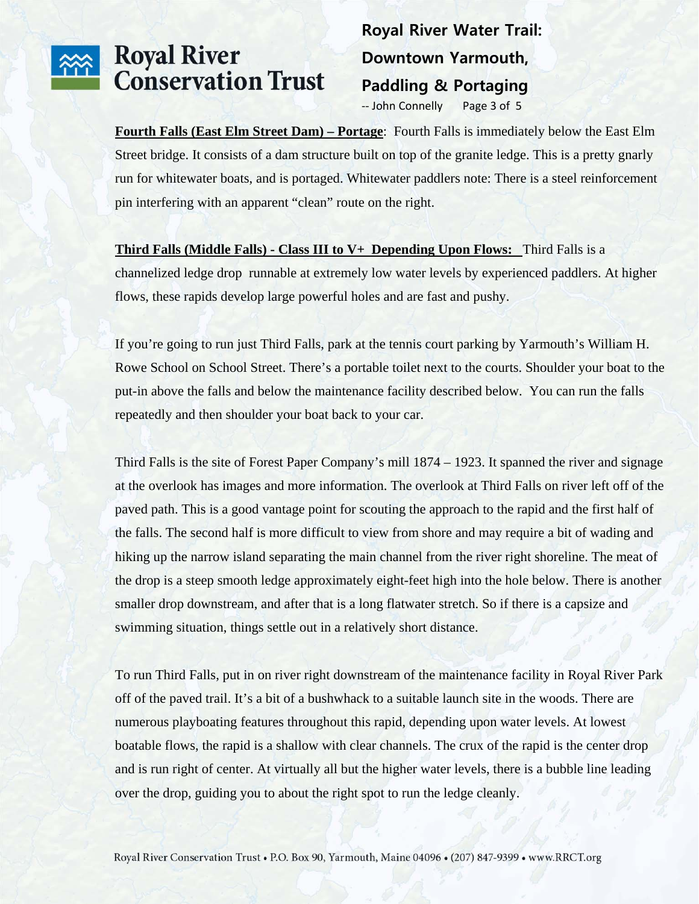**Fourth Falls (East Elm Street Dam) – Portage**: Fourth Falls is immediately below the East Elm Street bridge. It consists of a dam structure built on top of the granite ledge. This is a pretty gnarly run for whitewater boats, and is portaged. Whitewater paddlers note: There is a steel reinforcement pin interfering with an apparent "clean" route on the right.

**Third Falls (Middle Falls) - Class III to V+ Depending Upon Flows:** Third Falls is a channelized ledge drop runnable at extremely low water levels by experienced paddlers. At higher flows, these rapids develop large powerful holes and are fast and pushy.

If you're going to run just Third Falls, park at the tennis court parking by Yarmouth's William H. Rowe School on School Street. There's a portable toilet next to the courts. Shoulder your boat to the put-in above the falls and below the maintenance facility described below. You can run the falls repeatedly and then shoulder your boat back to your car.

Third Falls is the site of Forest Paper Company's mill 1874 – 1923. It spanned the river and signage at the overlook has images and more information. The overlook at Third Falls on river left off of the paved path. This is a good vantage point for scouting the approach to the rapid and the first half of the falls. The second half is more difficult to view from shore and may require a bit of wading and hiking up the narrow island separating the main channel from the river right shoreline. The meat of the drop is a steep smooth ledge approximately eight-feet high into the hole below. There is another smaller drop downstream, and after that is a long flatwater stretch. So if there is a capsize and swimming situation, things settle out in a relatively short distance.

To run Third Falls, put in on river right downstream of the maintenance facility in Royal River Park off of the paved trail. It's a bit of a bushwhack to a suitable launch site in the woods. There are numerous playboating features throughout this rapid, depending upon water levels. At lowest boatable flows, the rapid is a shallow with clear channels. The crux of the rapid is the center drop and is run right of center. At virtually all but the higher water levels, there is a bubble line leading over the drop, guiding you to about the right spot to run the ledge cleanly.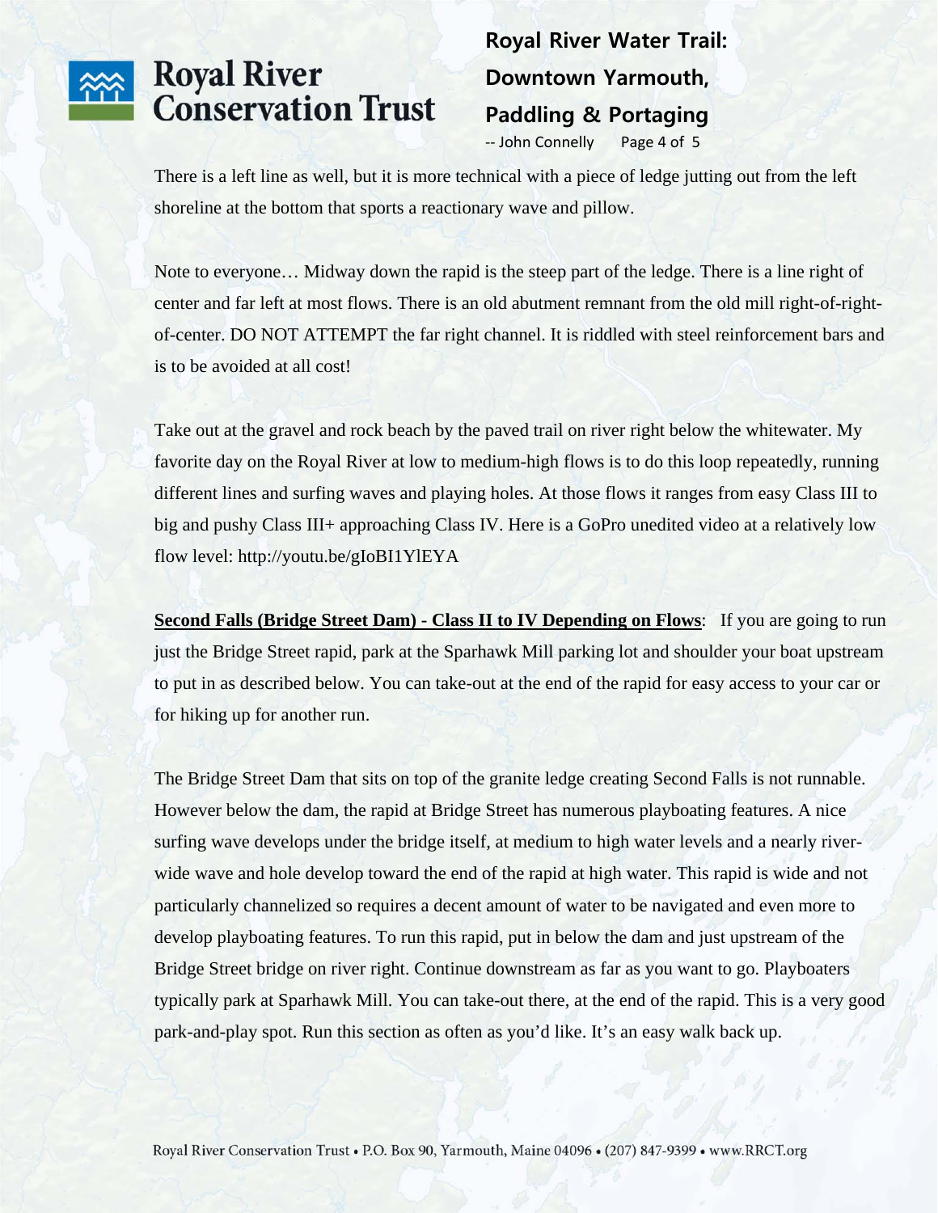There is a left line as well, but it is more technical with a piece of ledge jutting out from the left shoreline at the bottom that sports a reactionary wave and pillow.

Note to everyone… Midway down the rapid is the steep part of the ledge. There is a line right of center and far left at most flows. There is an old abutment remnant from the old mill right-of-right-of-center. DO NOT ATTEMPT the far right channel. It is riddled with steel reinforcement bars and is to be avoided at all cost!

Take out at the gravel and rock beach by the paved trail on river right below the whitewater. My favorite day on the Royal River at low to medium-high flows is to do this loop repeatedly, running different lines and surfing waves and playing holes. At those flows it ranges from easy Class III to big and pushy Class III+ approaching Class IV. Here is a GoPro unedited video at a relatively low flow level: http://youtu.be/gIoBI1YlEYA

**Second Falls (Bridge Street Dam) - Class II to IV Depending on Flows**: If you are going to run just the Bridge Street rapid, park at the Sparhawk Mill parking lot and shoulder your boat upstream to put in as described below. You can take-out at the end of the rapid for easy access to your car or for hiking up for another run.

The Bridge Street Dam that sits on top of the granite ledge creating Second Falls is not runnable. However below the dam, the rapid at Bridge Street has numerous playboating features. A nice surfing wave develops under the bridge itself, at medium to high water levels and a nearly river-wide wave and hole develop toward the end of the rapid at high water. This rapid is wide and not particularly channelized so requires a decent amount of water to be navigated and even more to develop playboating features. To run this rapid, put in below the dam and just upstream of the Bridge Street bridge on river right. Continue downstream as far as you want to go. Playboaters typically park at Sparhawk Mill. You can take-out there, at the end of the rapid. This is a very good park-and-play spot. Run this section as often as you'd like. It's an easy walk back up.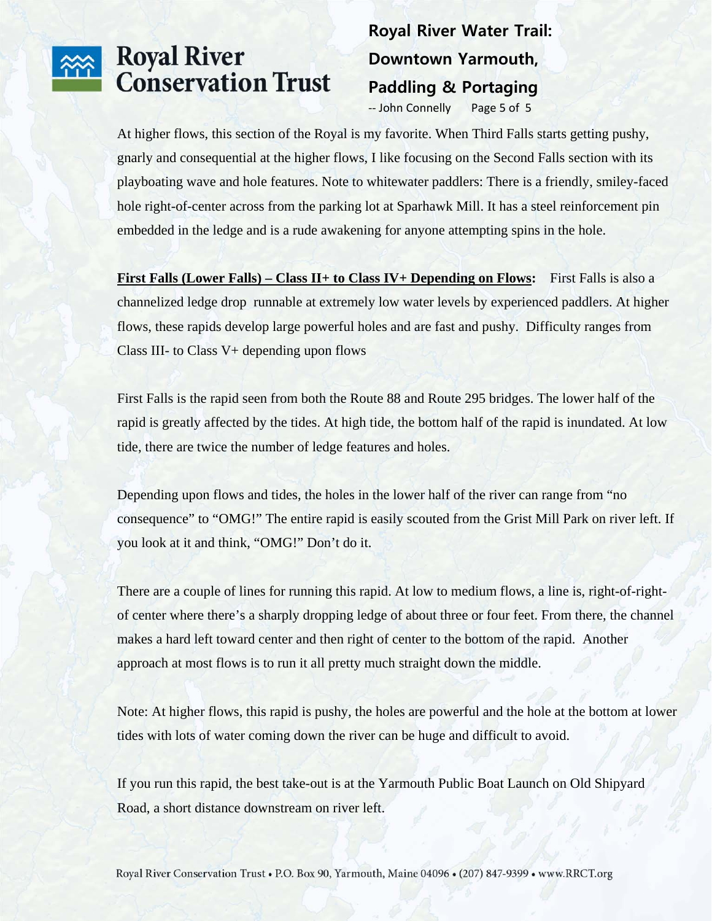At higher flows, this section of the Royal is my favorite. When Third Falls starts getting pushy, gnarly and consequential at the higher flows, I like focusing on the Second Falls section with its playboating wave and hole features. Note to whitewater paddlers: There is a friendly, smiley-faced hole right-of-center across from the parking lot at Sparhawk Mill. It has a steel reinforcement pin embedded in the ledge and is a rude awakening for anyone attempting spins in the hole.

**First Falls (Lower Falls) – Class II+ to Class IV+ Depending on Flows:** First Falls is also a channelized ledge drop runnable at extremely low water levels by experienced paddlers. At higher flows, these rapids develop large powerful holes and are fast and pushy. Difficulty ranges from Class III- to Class V+ depending upon flows

First Falls is the rapid seen from both the Route 88 and Route 295 bridges. The lower half of the rapid is greatly affected by the tides. At high tide, the bottom half of the rapid is inundated. At low tide, there are twice the number of ledge features and holes.

Depending upon flows and tides, the holes in the lower half of the river can range from "no consequence" to "OMG!" The entire rapid is easily scouted from the Grist Mill Park on river left. If you look at it and think, "OMG!" Don't do it.

There are a couple of lines for running this rapid. At low to medium flows, a line is, right-of-right-of center where there's a sharply dropping ledge of about three or four feet. From there, the channel makes a hard left toward center and then right of center to the bottom of the rapid. Another approach at most flows is to run it all pretty much straight down the middle.

Note: At higher flows, this rapid is pushy, the holes are powerful and the hole at the bottom at lower tides with lots of water coming down the river can be huge and difficult to avoid.

If you run this rapid, the best take-out is at the Yarmouth Public Boat Launch on Old Shipyard Road, a short distance downstream on river left.